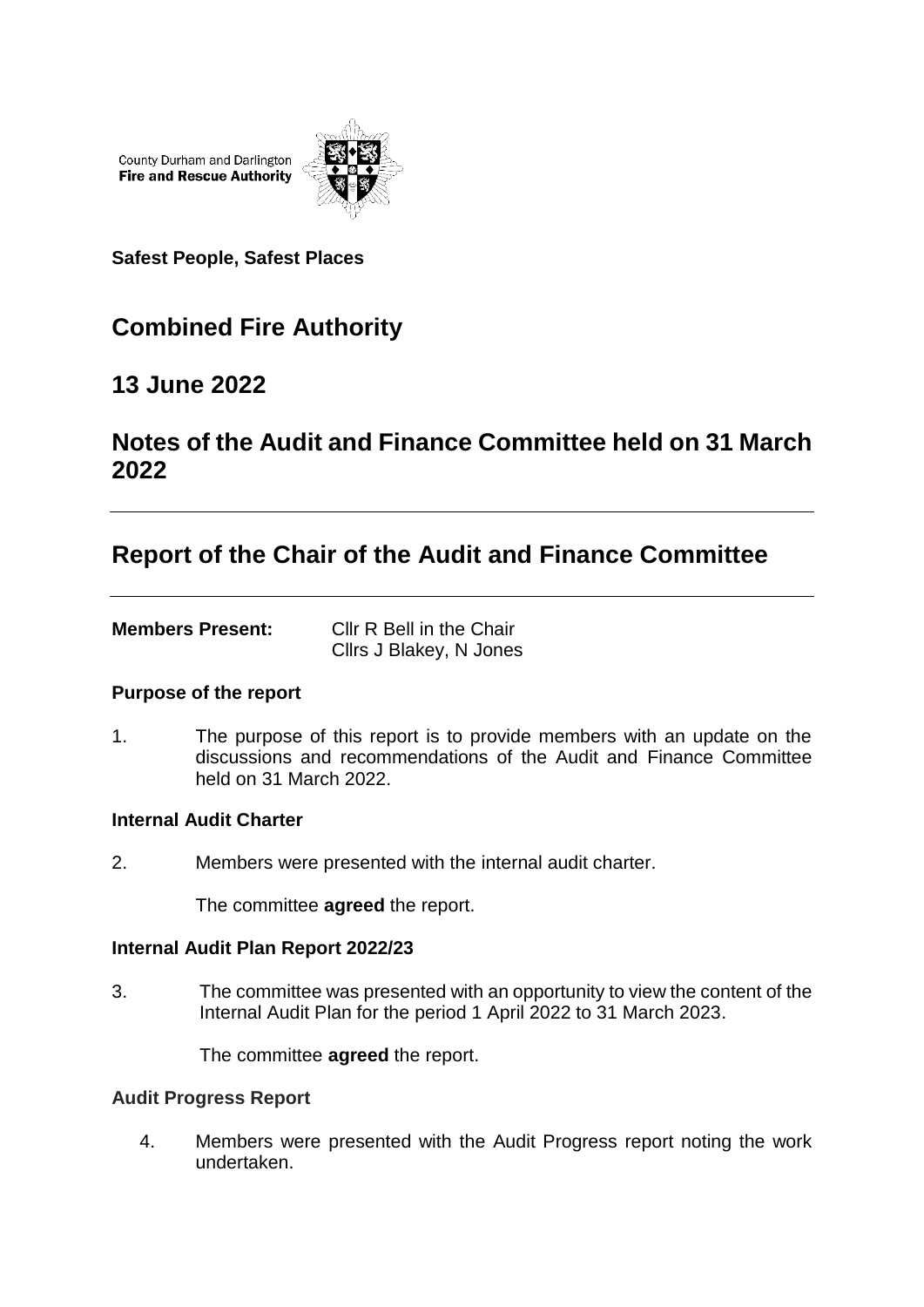County Durham and Darlington
**Fire and Rescue Authority**

**Safest People, Safest Places**

# Combined Fire Authority

## 13 June 2022

## Notes of the Audit and Finance Committee held on 31 March 2022

---

## Report of the Chair of the Audit and Finance Committee

---

| **Members Present:** | Cllr R Bell in the Chair<br>Cllrs J Blakey, N Jones |
|---|---|

**Purpose of the report**

1. The purpose of this report is to provide members with an update on the discussions and recommendations of the Audit and Finance Committee held on 31 March 2022.

**Internal Audit Charter**

2. Members were presented with the internal audit charter.

   The committee **agreed** the report.

**Internal Audit Plan Report 2022/23**

3. The committee was presented with an opportunity to view the content of the Internal Audit Plan for the period 1 April 2022 to 31 March 2023.

   The committee **agreed** the report.

**Audit Progress Report**

4. Members were presented with the Audit Progress report noting the work undertaken.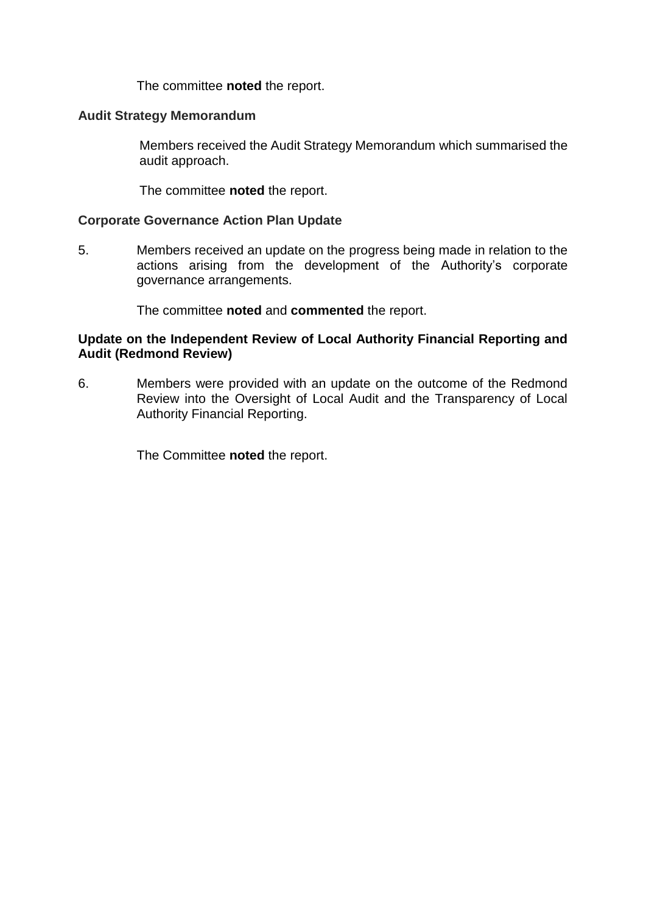The committee **noted** the report.

**Audit Strategy Memorandum**

Members received the Audit Strategy Memorandum which summarised the audit approach.

The committee **noted** the report.

**Corporate Governance Action Plan Update**

5. Members received an update on the progress being made in relation to the actions arising from the development of the Authority's corporate governance arrangements.

   The committee **noted** and **commented** the report.

**Update on the Independent Review of Local Authority Financial Reporting and Audit (Redmond Review)**

6. Members were provided with an update on the outcome of the Redmond Review into the Oversight of Local Audit and the Transparency of Local Authority Financial Reporting.

   The Committee **noted** the report.